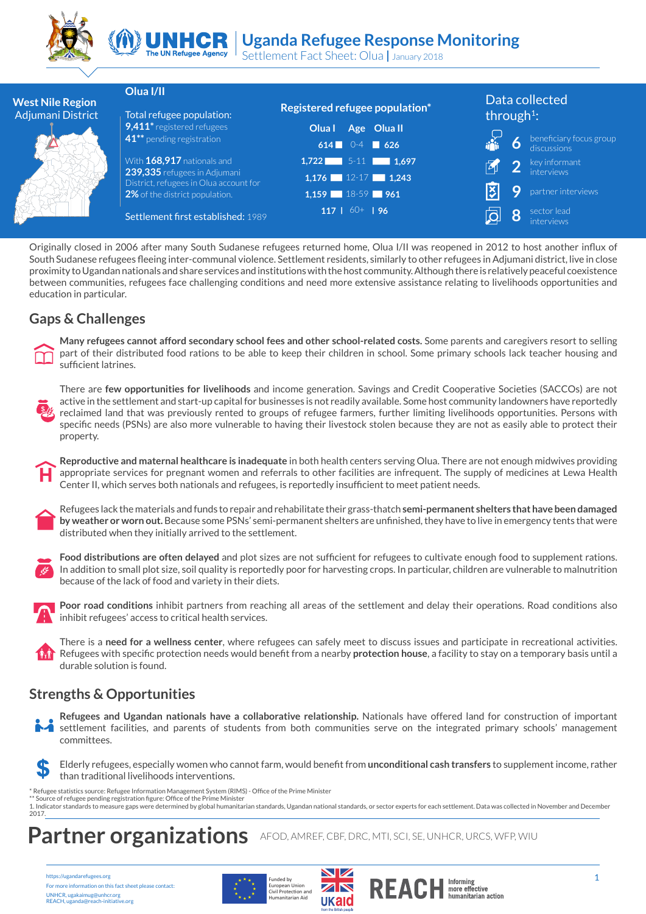# Uganda Refugee Response Monitoring

Settlement Fact Sheet: Olua | January 2018

**West Nile Region**
**Adjumani District**

## Olua I/II

Total refugee population:
**9,411*** registered refugees
**41**** pending registration

With **168,917** nationals and **239,335** refugees in Adjumani District, refugees in Olua account for **2%** of the district population.

Settlement first established: 1989

### Registered refugee population*

| Olua I | Age | Olua II |
|---|---|---|
| 614 | 0-4 | 626 |
| 1,722 | 5-11 | 1,697 |
| 1,176 | 12-17 | 1,243 |
| 1,159 | 18-59 | 961 |
| 117 | 60+ | 96 |

### Data collected through[1]:

- **6** beneficiary focus group discussions
- **2** key informant interviews
- **9** partner interviews
- **8** sector lead interviews

Originally closed in 2006 after many South Sudanese refugees returned home, Olua I/II was reopened in 2012 to host another influx of South Sudanese refugees fleeing inter-communal violence. Settlement residents, similarly to other refugees in Adjumani district, live in close proximity to Ugandan nationals and share services and institutions with the host community. Although there is relatively peaceful coexistence between communities, refugees face challenging conditions and need more extensive assistance relating to livelihoods opportunities and education in particular.

## Gaps & Challenges

**Many refugees cannot afford secondary school fees and other school-related costs.** Some parents and caregivers resort to selling part of their distributed food rations to be able to keep their children in school. Some primary schools lack teacher housing and sufficient latrines.

There are **few opportunities for livelihoods** and income generation. Savings and Credit Cooperative Societies (SACCOs) are not active in the settlement and start-up capital for businesses is not readily available. Some host community landowners have reportedly reclaimed land that was previously rented to groups of refugee farmers, further limiting livelihoods opportunities. Persons with specific needs (PSNs) are also more vulnerable to having their livestock stolen because they are not as easily able to protect their property.

**Reproductive and maternal healthcare is inadequate** in both health centers serving Olua. There are not enough midwives providing appropriate services for pregnant women and referrals to other facilities are infrequent. The supply of medicines at Lewa Health Center II, which serves both nationals and refugees, is reportedly insufficient to meet patient needs.

Refugees lack the materials and funds to repair and rehabilitate their grass-thatch **semi-permanent shelters that have been damaged by weather or worn out.** Because some PSNs' semi-permanent shelters are unfinished, they have to live in emergency tents that were distributed when they initially arrived to the settlement.

**Food distributions are often delayed** and plot sizes are not sufficient for refugees to cultivate enough food to supplement rations. In addition to small plot size, soil quality is reportedly poor for harvesting crops. In particular, children are vulnerable to malnutrition because of the lack of food and variety in their diets.

**Poor road conditions** inhibit partners from reaching all areas of the settlement and delay their operations. Road conditions also inhibit refugees' access to critical health services.

There is a **need for a wellness center**, where refugees can safely meet to discuss issues and participate in recreational activities. Refugees with specific protection needs would benefit from a nearby **protection house**, a facility to stay on a temporary basis until a durable solution is found.

## Strengths & Opportunities

**Refugees and Ugandan nationals have a collaborative relationship.** Nationals have offered land for construction of important settlement facilities, and parents of students from both communities serve on the integrated primary schools' management committees.

Elderly refugees, especially women who cannot farm, would benefit from **unconditional cash transfers** to supplement income, rather than traditional livelihoods interventions.

\* Refugee statistics source: Refugee Information Management System (RIMS) - Office of the Prime Minister
\*\* Source of refugee pending registration figure: Office of the Prime Minister
1. Indicator standards to measure gaps were determined by global humanitarian standards, Ugandan national standards, or sector experts for each settlement. Data was collected in November and December 2017.

# Partner organizations

AFOD, AMREF, CBF, DRC, MTI, SCI, SE, UNHCR, URCS, WFP, WIU

https://ugandarefugees.org
For more information on this fact sheet please contact:
UNHCR, ugakaimug@unhcr.org
REACH, uganda@reach-initiative.org

Funded by European Union Civil Protection and Humanitarian Aid

UKaid from the British people

REACH Informing more effective humanitarian action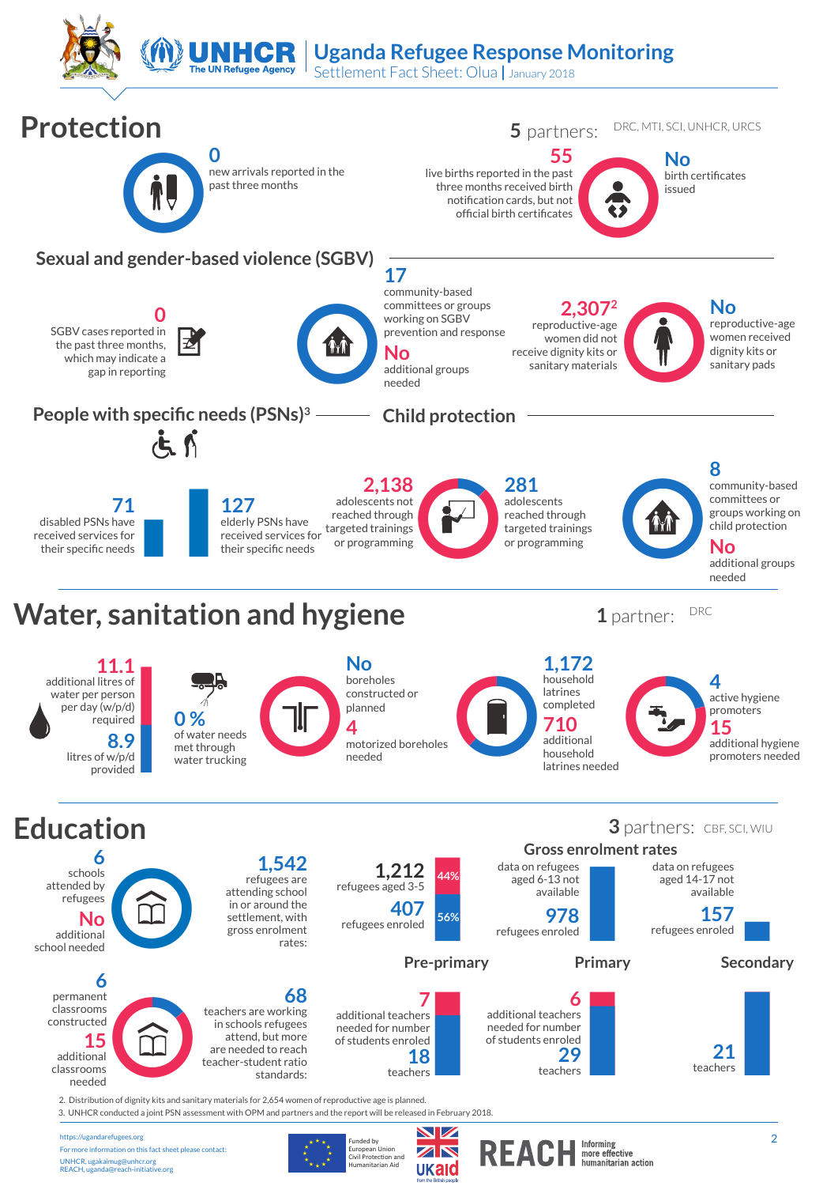# Uganda Refugee Response Monitoring
Settlement Fact Sheet: Olua | January 2018

## Protection

**5** partners: DRC, MTI, SCI, UNHCR, URCS

**0** new arrivals reported in the past three months

**55** live births reported in the past three months received birth notification cards, but not official birth certificates

**No** birth certificates issued

### Sexual and gender-based violence (SGBV)

**0** SGBV cases reported in the past three months, which may indicate a gap in reporting

**17** community-based committees or groups working on SGBV prevention and response

**No** additional groups needed

**2,307**[2] reproductive-age women did not receive dignity kits or sanitary materials

**No** reproductive-age women received dignity kits or sanitary pads

### People with specific needs (PSNs)[3]

**71** disabled PSNs have received services for their specific needs

**127** elderly PSNs have received services for their specific needs

### Child protection

**2,138** adolescents not reached through targeted trainings or programming

**281** adolescents reached through targeted trainings or programming

**8** community-based committees or groups working on child protection

**No** additional groups needed

## Water, sanitation and hygiene

**1** partner: DRC

**11.1** additional litres of water per person per day (w/p/d) required

**8.9** litres of w/p/d provided

**0 %** of water needs met through water trucking

**No** boreholes constructed or planned

**4** motorized boreholes needed

**1,172** household latrines completed

**710** additional household latrines needed

**4** active hygiene promoters

**15** additional hygiene promoters needed

## Education

**3** partners: CBF, SCI, WIU

**6** schools attended by refugees

**No** additional school needed

**1,542** refugees are attending school in or around the settlement, with gross enrolment rates:

### Gross enrolment rates

| Pre-primary | Primary | Secondary |
|---|---|---|
| 1,212 refugees aged 3-5; 407 refugees enroled (56% enroled, 44% not enroled) | data on refugees aged 6-13 not available; 978 refugees enroled | data on refugees aged 14-17 not available; 157 refugees enroled |

**6** permanent classrooms constructed

**15** additional classrooms needed

**68** teachers are working in schools refugees attend, but more are needed to reach teacher-student ratio standards:

| Pre-primary | Primary | Secondary |
|---|---|---|
| 7 additional teachers needed for number of students enroled | 6 additional teachers needed for number of students enroled | |
| 18 teachers | 29 teachers | 21 teachers |

2. Distribution of dignity kits and sanitary materials for 2,654 women of reproductive age is planned.
3. UNHCR conducted a joint PSN assessment with OPM and partners and the report will be released in February 2018.

https://ugandarefugees.org
For more information on this fact sheet please contact:
UNHCR, ugakaimug@unhcr.org
REACH, uganda@reach-initiative.org

Funded by European Union Civil Protection and Humanitarian Aid | UKaid from the British people | REACH Informing more effective humanitarian action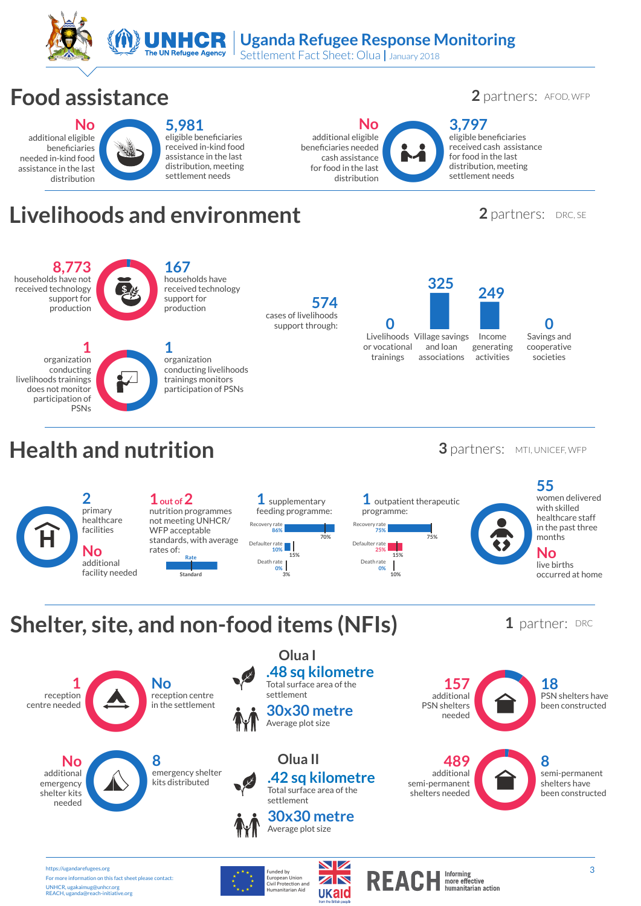# UNHCR The UN Refugee Agency | Uganda Refugee Response Monitoring

Settlement Fact Sheet: Olua | January 2018

## Food assistance

**2** partners: AFOD, WFP

**No** additional eligible beneficiaries needed in-kind food assistance in the last distribution

**5,981** eligible beneficiaries received in-kind food assistance in the last distribution, meeting settlement needs

**No** additional eligible beneficiaries needed cash assistance for food in the last distribution

**3,797** eligible beneficiaries received cash assistance for food in the last distribution, meeting settlement needs

## Livelihoods and environment

**2** partners: DRC, SE

**8,773** households have not received technology support for production

**167** households have received technology support for production

**1** organization conducting livelihoods trainings does not monitor participation of PSNs

**1** organization conducting livelihoods trainings monitors participation of PSNs

**574** cases of livelihoods support through:

0
Livelihoods or vocational trainings

325
Village savings and loan associations

249
Income generating activities

0
Savings and cooperative societies

## Health and nutrition

**3** partners: MTI, UNICEF, WFP

**2** primary healthcare facilities

**No** additional facility needed

**1** out of **2** nutrition programmes not meeting UNHCR/WFP acceptable standards, with average rates of:

Rate
Standard

**1** supplementary feeding programme:

Recovery rate 86% 70%
Defaulter rate 10% 15%
Death rate 0% 3%

**1** outpatient therapeutic programme:

Recovery rate 75% 75%
Defaulter rate 25% 15%
Death rate 0% 10%

**55** women delivered with skilled healthcare staff in the past three months

**No** live births occurred at home

## Shelter, site, and non-food items (NFIs)

**1** partner: DRC

**1** reception centre needed

**No** reception centre in the settlement

**No** additional emergency shelter kits needed

**8** emergency shelter kits distributed

### Olua I

**.48 sq kilometre**
Total surface area of the settlement

**30x30 metre**
Average plot size

### Olua II

**.42 sq kilometre**
Total surface area of the settlement

**30x30 metre**
Average plot size

**157** additional PSN shelters needed

**18** PSN shelters have been constructed

**489** additional semi-permanent shelters needed

**8** semi-permanent shelters have been constructed

https://ugandarefugees.org
For more information on this fact sheet please contact:
UNHCR, ugakaimug@unhcr.org
REACH, uganda@reach-initiative.org

Funded by European Union Civil Protection and Humanitarian Aid | UKaid from the British people | REACH Informing more effective humanitarian action